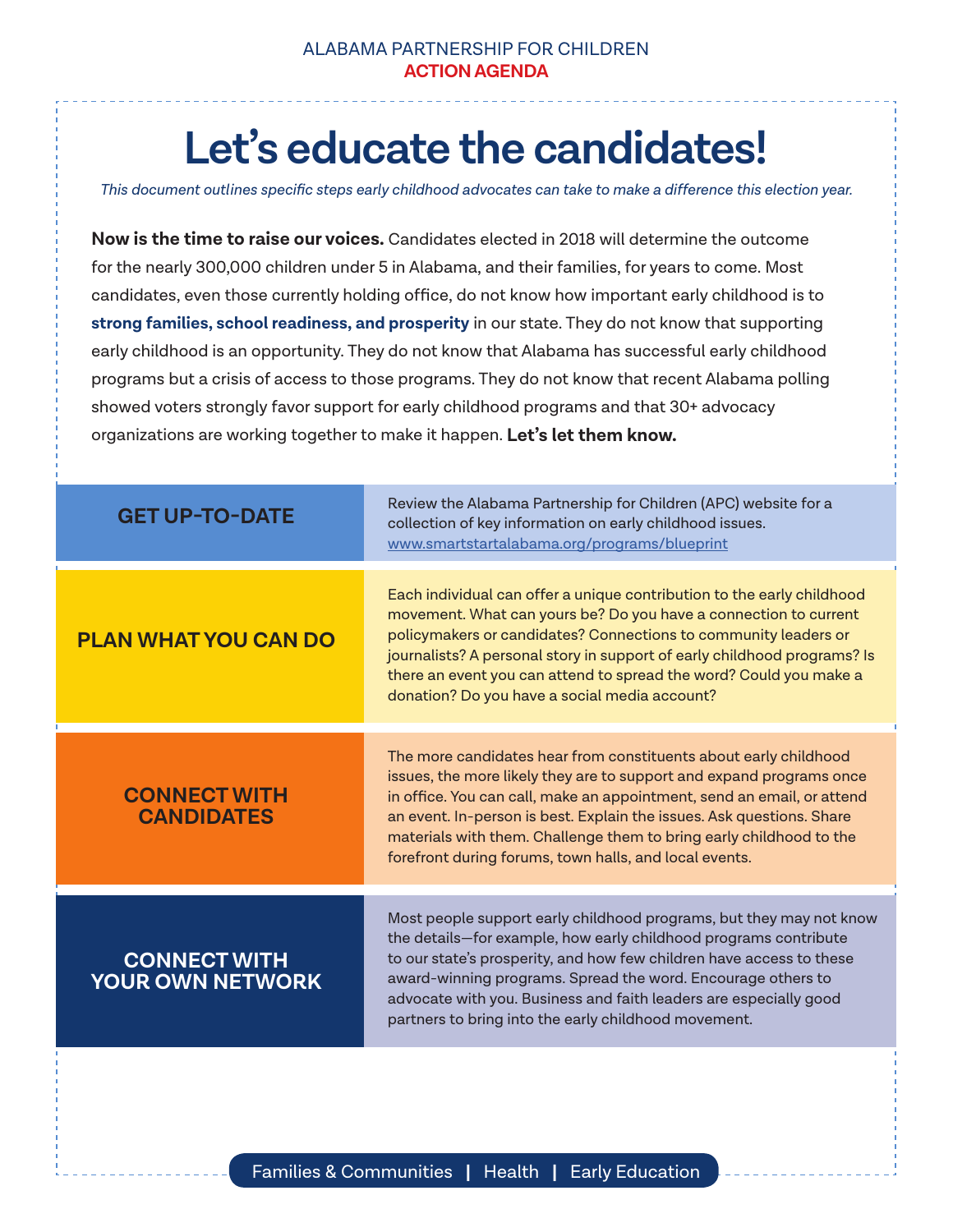ALABAMA PARTNERSHIP FOR CHILDREN
**ACTION AGENDA**

# Let's educate the candidates!

*This document outlines specific steps early childhood advocates can take to make a difference this election year.*

**Now is the time to raise our voices.** Candidates elected in 2018 will determine the outcome for the nearly 300,000 children under 5 in Alabama, and their families, for years to come. Most candidates, even those currently holding office, do not know how important early childhood is to **strong families, school readiness, and prosperity** in our state. They do not know that supporting early childhood is an opportunity. They do not know that Alabama has successful early childhood programs but a crisis of access to those programs. They do not know that recent Alabama polling showed voters strongly favor support for early childhood programs and that 30+ advocacy organizations are working together to make it happen. **Let's let them know.**

## GET UP-TO-DATE

Review the Alabama Partnership for Children (APC) website for a collection of key information on early childhood issues. www.smartstartalabama.org/programs/blueprint

## PLAN WHAT YOU CAN DO

Each individual can offer a unique contribution to the early childhood movement. What can yours be? Do you have a connection to current policymakers or candidates? Connections to community leaders or journalists? A personal story in support of early childhood programs? Is there an event you can attend to spread the word? Could you make a donation? Do you have a social media account?

## CONNECT WITH CANDIDATES

The more candidates hear from constituents about early childhood issues, the more likely they are to support and expand programs once in office. You can call, make an appointment, send an email, or attend an event. In-person is best. Explain the issues. Ask questions. Share materials with them. Challenge them to bring early childhood to the forefront during forums, town halls, and local events.

## CONNECT WITH YOUR OWN NETWORK

Most people support early childhood programs, but they may not know the details—for example, how early childhood programs contribute to our state's prosperity, and how few children have access to these award-winning programs. Spread the word. Encourage others to advocate with you. Business and faith leaders are especially good partners to bring into the early childhood movement.

Families & Communities | Health | Early Education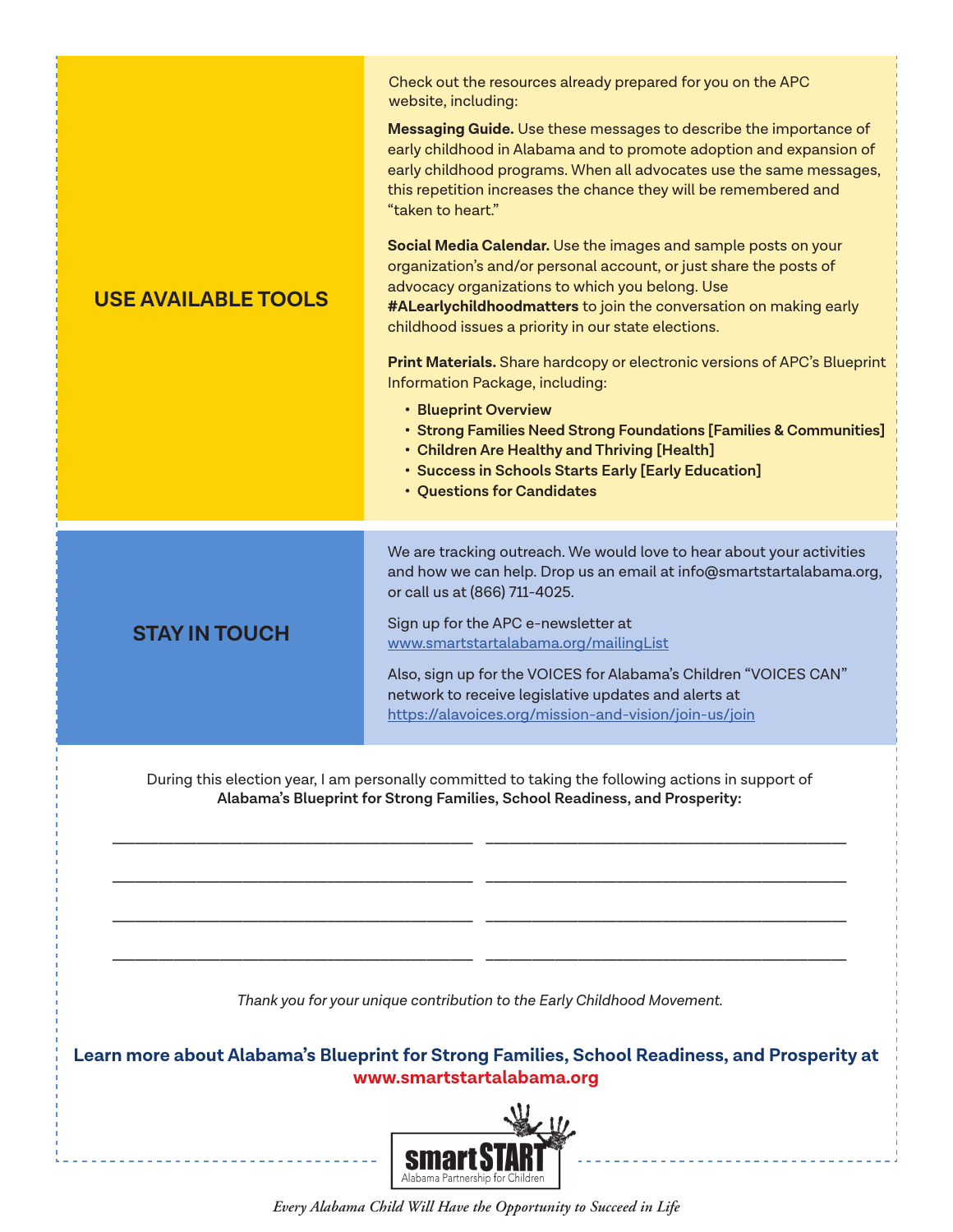## USE AVAILABLE TOOLS

Check out the resources already prepared for you on the APC website, including:

**Messaging Guide.** Use these messages to describe the importance of early childhood in Alabama and to promote adoption and expansion of early childhood programs. When all advocates use the same messages, this repetition increases the chance they will be remembered and "taken to heart."

**Social Media Calendar.** Use the images and sample posts on your organization's and/or personal account, or just share the posts of advocacy organizations to which you belong. Use **#ALearlychildhoodmatters** to join the conversation on making early childhood issues a priority in our state elections.

**Print Materials.** Share hardcopy or electronic versions of APC's Blueprint Information Package, including:

- **Blueprint Overview**
- **Strong Families Need Strong Foundations [Families & Communities]**
- **Children Are Healthy and Thriving [Health]**
- **Success in Schools Starts Early [Early Education]**
- **Questions for Candidates**

## STAY IN TOUCH

We are tracking outreach. We would love to hear about your activities and how we can help. Drop us an email at info@smartstartalabama.org, or call us at (866) 711-4025.

Sign up for the APC e-newsletter at www.smartstartalabama.org/mailingList

Also, sign up for the VOICES for Alabama's Children "VOICES CAN" network to receive legislative updates and alerts at https://alavoices.org/mission-and-vision/join-us/join

During this election year, I am personally committed to taking the following actions in support of **Alabama's Blueprint for Strong Families, School Readiness, and Prosperity:**

________________________________________ ________________________________________

________________________________________ ________________________________________

________________________________________ ________________________________________

________________________________________ ________________________________________

*Thank you for your unique contribution to the Early Childhood Movement.*

**Learn more about Alabama's Blueprint for Strong Families, School Readiness, and Prosperity at www.smartstartalabama.org**

smartSTART
Alabama Partnership for Children

*Every Alabama Child Will Have the Opportunity to Succeed in Life*